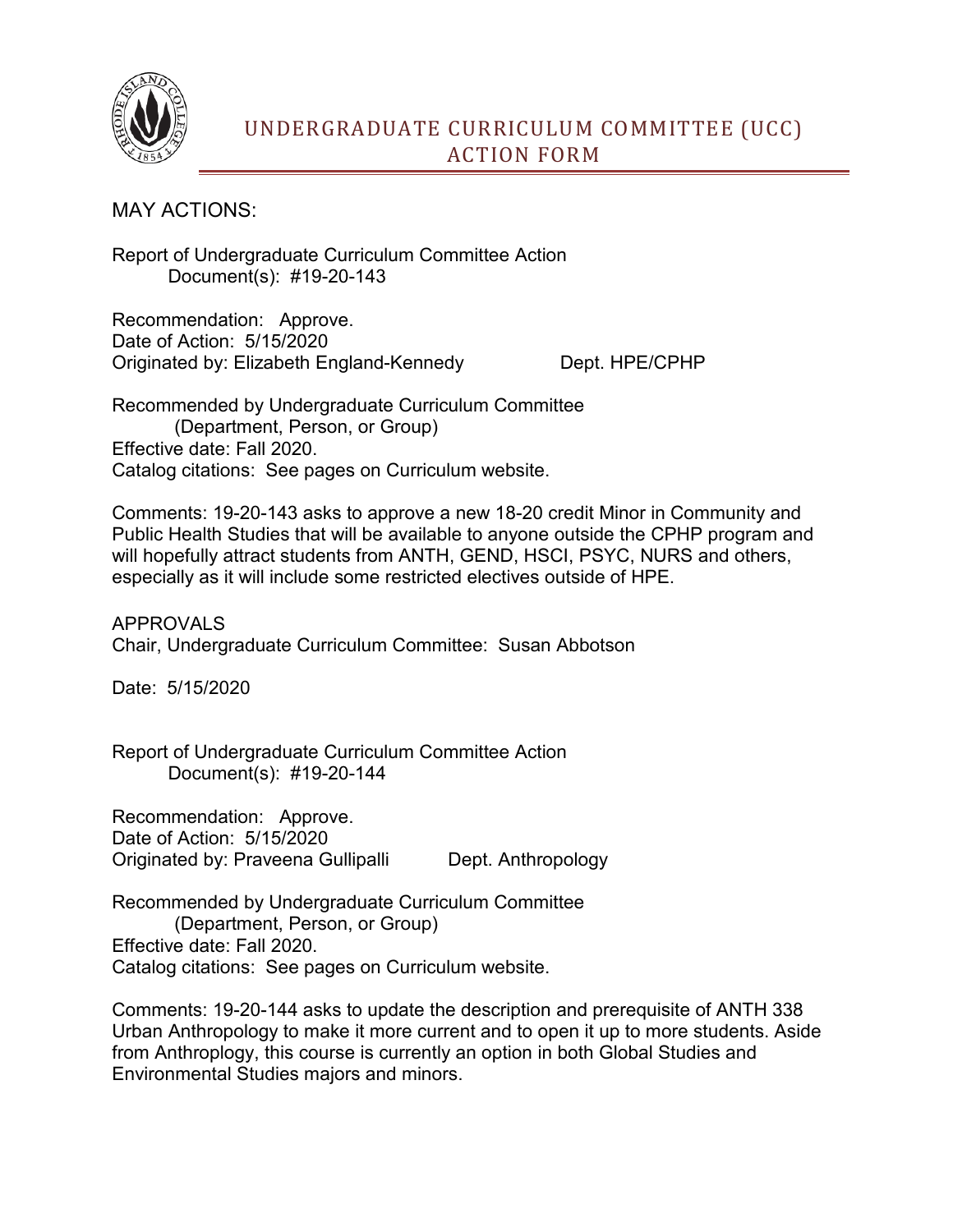# UNDERGRADUATE CURRICULUM COMMITTEE (UCC) ACTION FORM

MAY ACTIONS:

Report of Undergraduate Curriculum Committee Action
Document(s): #19-20-143

Recommendation: Approve.
Date of Action: 5/15/2020
Originated by: Elizabeth England-Kennedy     Dept. HPE/CPHP

Recommended by Undergraduate Curriculum Committee
(Department, Person, or Group)
Effective date: Fall 2020.
Catalog citations: See pages on Curriculum website.

Comments: 19-20-143 asks to approve a new 18-20 credit Minor in Community and Public Health Studies that will be available to anyone outside the CPHP program and will hopefully attract students from ANTH, GEND, HSCI, PSYC, NURS and others, especially as it will include some restricted electives outside of HPE.

APPROVALS
Chair, Undergraduate Curriculum Committee: Susan Abbotson

Date: 5/15/2020

Report of Undergraduate Curriculum Committee Action
Document(s): #19-20-144

Recommendation: Approve.
Date of Action: 5/15/2020
Originated by: Praveena Gullipalli     Dept. Anthropology

Recommended by Undergraduate Curriculum Committee
(Department, Person, or Group)
Effective date: Fall 2020.
Catalog citations: See pages on Curriculum website.

Comments: 19-20-144 asks to update the description and prerequisite of ANTH 338 Urban Anthropology to make it more current and to open it up to more students. Aside from Anthroplogy, this course is currently an option in both Global Studies and Environmental Studies majors and minors.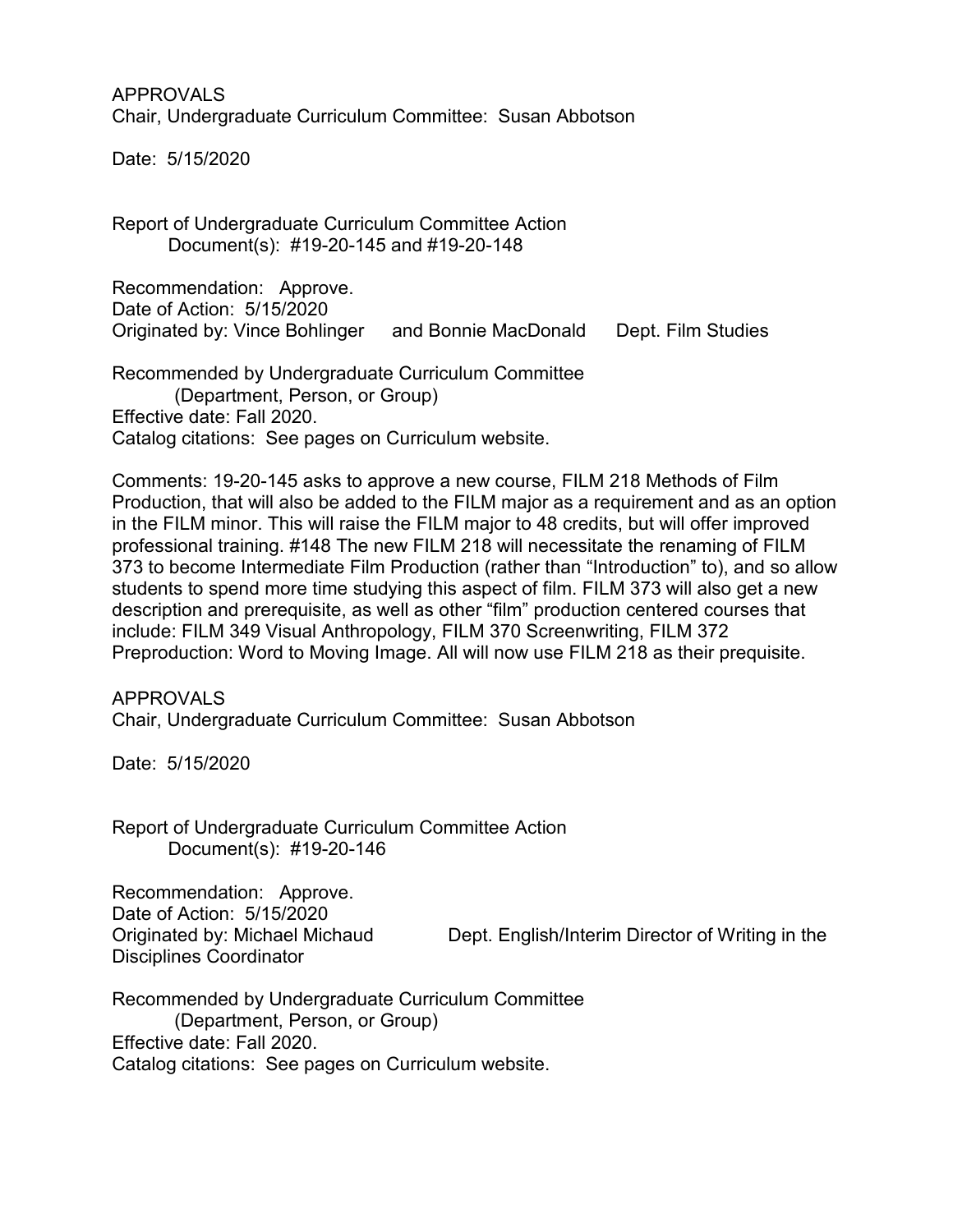APPROVALS
Chair, Undergraduate Curriculum Committee: Susan Abbotson

Date: 5/15/2020

Report of Undergraduate Curriculum Committee Action
Document(s): #19-20-145 and #19-20-148

Recommendation: Approve.
Date of Action: 5/15/2020
Originated by: Vince Bohlinger and Bonnie MacDonald Dept. Film Studies

Recommended by Undergraduate Curriculum Committee
(Department, Person, or Group)
Effective date: Fall 2020.
Catalog citations: See pages on Curriculum website.

Comments: 19-20-145 asks to approve a new course, FILM 218 Methods of Film Production, that will also be added to the FILM major as a requirement and as an option in the FILM minor. This will raise the FILM major to 48 credits, but will offer improved professional training. #148 The new FILM 218 will necessitate the renaming of FILM 373 to become Intermediate Film Production (rather than "Introduction" to), and so allow students to spend more time studying this aspect of film. FILM 373 will also get a new description and prerequisite, as well as other "film" production centered courses that include: FILM 349 Visual Anthropology, FILM 370 Screenwriting, FILM 372 Preproduction: Word to Moving Image. All will now use FILM 218 as their prequisite.

APPROVALS
Chair, Undergraduate Curriculum Committee: Susan Abbotson

Date: 5/15/2020

Report of Undergraduate Curriculum Committee Action
Document(s): #19-20-146

Recommendation: Approve.
Date of Action: 5/15/2020
Originated by: Michael Michaud Dept. English/Interim Director of Writing in the Disciplines Coordinator

Recommended by Undergraduate Curriculum Committee
(Department, Person, or Group)
Effective date: Fall 2020.
Catalog citations: See pages on Curriculum website.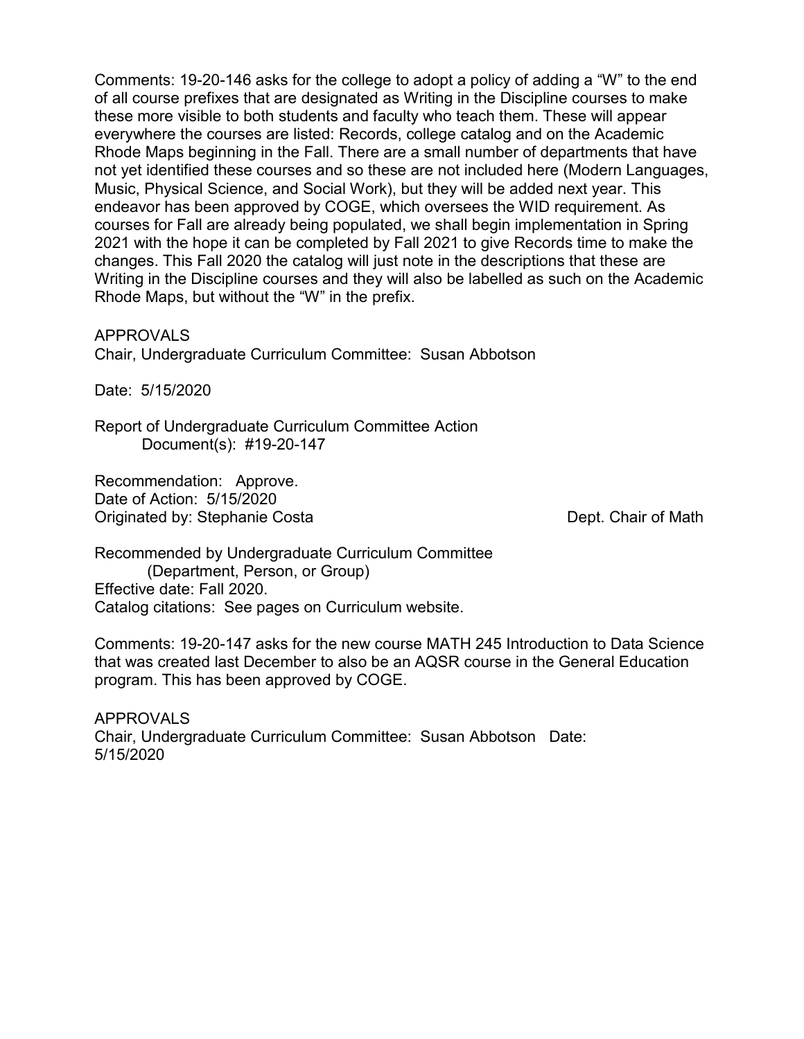Comments: 19-20-146 asks for the college to adopt a policy of adding a "W" to the end of all course prefixes that are designated as Writing in the Discipline courses to make these more visible to both students and faculty who teach them. These will appear everywhere the courses are listed: Records, college catalog and on the Academic Rhode Maps beginning in the Fall. There are a small number of departments that have not yet identified these courses and so these are not included here (Modern Languages, Music, Physical Science, and Social Work), but they will be added next year. This endeavor has been approved by COGE, which oversees the WID requirement. As courses for Fall are already being populated, we shall begin implementation in Spring 2021 with the hope it can be completed by Fall 2021 to give Records time to make the changes. This Fall 2020 the catalog will just note in the descriptions that these are Writing in the Discipline courses and they will also be labelled as such on the Academic Rhode Maps, but without the "W" in the prefix.

APPROVALS
Chair, Undergraduate Curriculum Committee: Susan Abbotson

Date: 5/15/2020

Report of Undergraduate Curriculum Committee Action
Document(s): #19-20-147

Recommendation: Approve.
Date of Action: 5/15/2020
Originated by: Stephanie Costa Dept. Chair of Math

Recommended by Undergraduate Curriculum Committee
(Department, Person, or Group)
Effective date: Fall 2020.
Catalog citations: See pages on Curriculum website.

Comments: 19-20-147 asks for the new course MATH 245 Introduction to Data Science that was created last December to also be an AQSR course in the General Education program. This has been approved by COGE.

APPROVALS
Chair, Undergraduate Curriculum Committee: Susan Abbotson Date: 5/15/2020